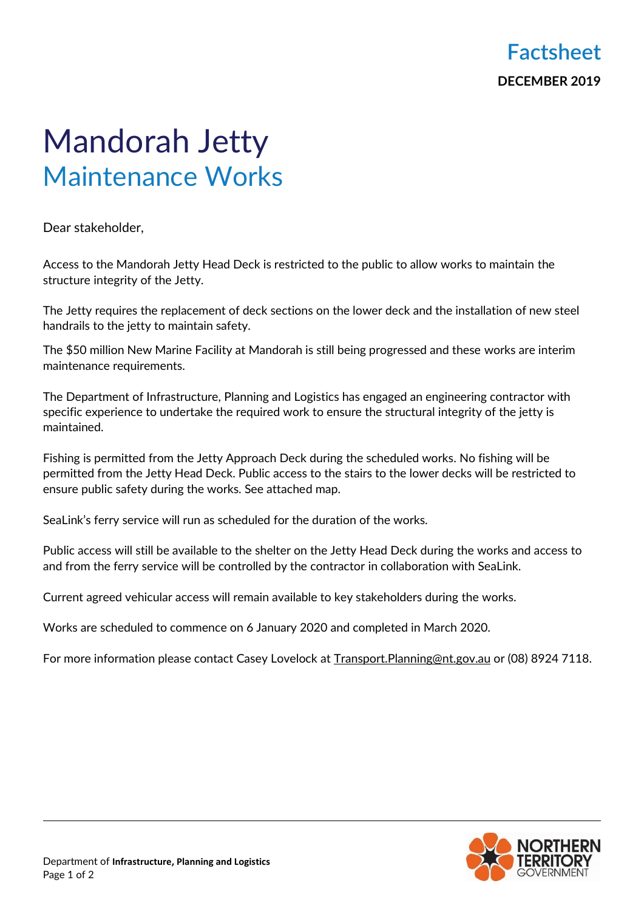Factsheet

**DECEMBER 2019**

# Mandorah Jetty
## Maintenance Works

Dear stakeholder,

Access to the Mandorah Jetty Head Deck is restricted to the public to allow works to maintain the structure integrity of the Jetty.

The Jetty requires the replacement of deck sections on the lower deck and the installation of new steel handrails to the jetty to maintain safety.

The $50 million New Marine Facility at Mandorah is still being progressed and these works are interim maintenance requirements.

The Department of Infrastructure, Planning and Logistics has engaged an engineering contractor with specific experience to undertake the required work to ensure the structural integrity of the jetty is maintained.

Fishing is permitted from the Jetty Approach Deck during the scheduled works. No fishing will be permitted from the Jetty Head Deck. Public access to the stairs to the lower decks will be restricted to ensure public safety during the works. See attached map.

SeaLink's ferry service will run as scheduled for the duration of the works.

Public access will still be available to the shelter on the Jetty Head Deck during the works and access to and from the ferry service will be controlled by the contractor in collaboration with SeaLink.

Current agreed vehicular access will remain available to key stakeholders during the works.

Works are scheduled to commence on 6 January 2020 and completed in March 2020.

For more information please contact Casey Lovelock at Transport.Planning@nt.gov.au or (08) 8924 7118.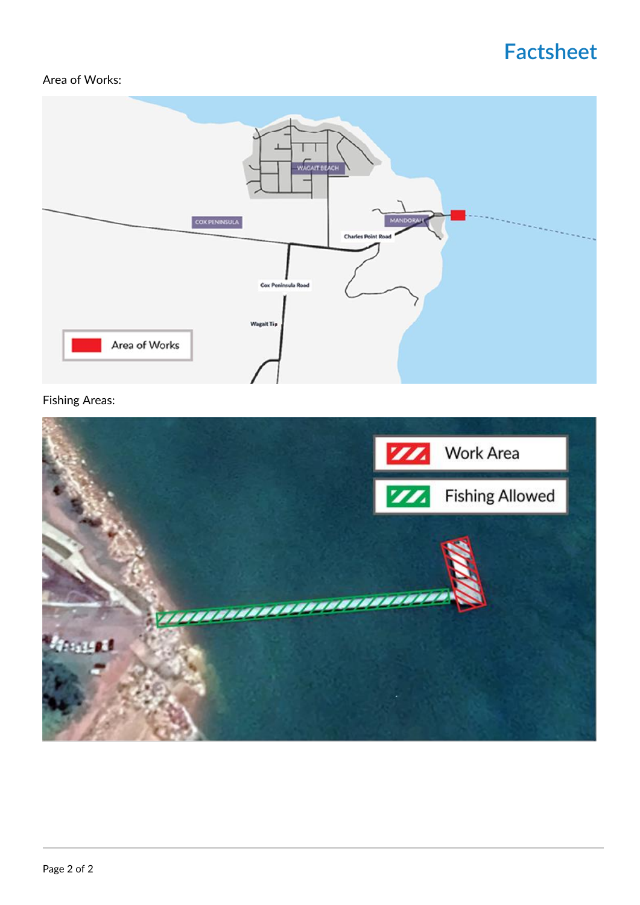Area of Works:

COX PENINSULA

WAGAIT BEACH

MANDORAH

Charles Point Road

Cox Peninsula Road

Wagait Tip

Area of Works

Fishing Areas:

Work Area

Fishing Allowed